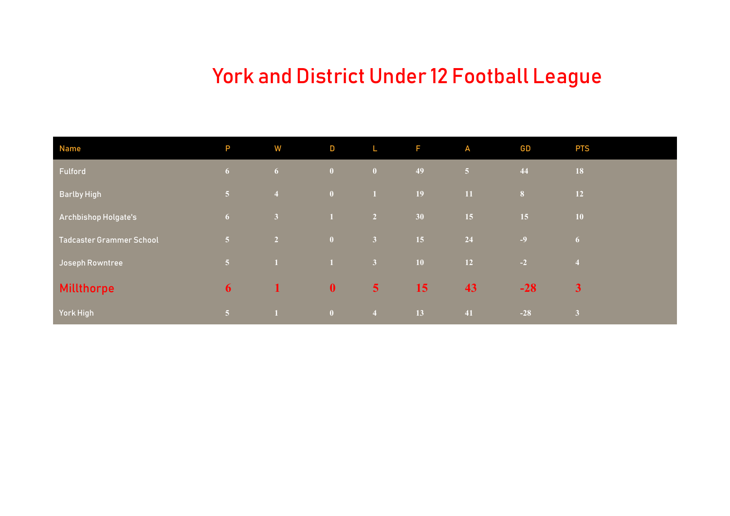# York and District Under 12 Football League

| Name | P | W | D | L | F | A | GD | PTS |
|---|---|---|---|---|---|---|---|---|
| Fulford | 6 | 6 | 0 | 0 | 49 | 5 | 44 | 18 |
| Barlby High | 5 | 4 | 0 | 1 | 19 | 11 | 8 | 12 |
| Archbishop Holgate's | 6 | 3 | 1 | 2 | 30 | 15 | 15 | 10 |
| Tadcaster Grammer School | 5 | 2 | 0 | 3 | 15 | 24 | -9 | 6 |
| Joseph Rowntree | 5 | 1 | 1 | 3 | 10 | 12 | -2 | 4 |
| **Millthorpe** | **6** | **1** | **0** | **5** | **15** | **43** | **-28** | **3** |
| York High | 5 | 1 | 0 | 4 | 13 | 41 | -28 | 3 |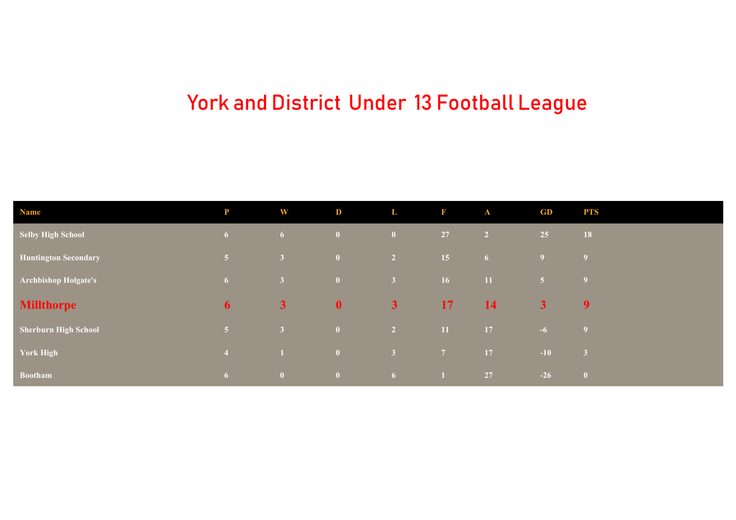# York and District Under 13 Football League

| Name | P | W | D | L | F | A | GD | PTS |
|---|---|---|---|---|---|---|---|---|
| Selby High School | 6 | 6 | 0 | 0 | 27 | 2 | 25 | 18 |
| Huntington Secondary | 5 | 3 | 0 | 2 | 15 | 6 | 9 | 9 |
| Archbishop Holgate's | 6 | 3 | 0 | 3 | 16 | 11 | 5 | 9 |
| **Millthorpe** | **6** | **3** | **0** | **3** | **17** | **14** | **3** | **9** |
| Sherburn High School | 5 | 3 | 0 | 2 | 11 | 17 | -6 | 9 |
| York High | 4 | 1 | 0 | 3 | 7 | 17 | -10 | 3 |
| Bootham | 6 | 0 | 0 | 6 | 1 | 27 | -26 | 0 |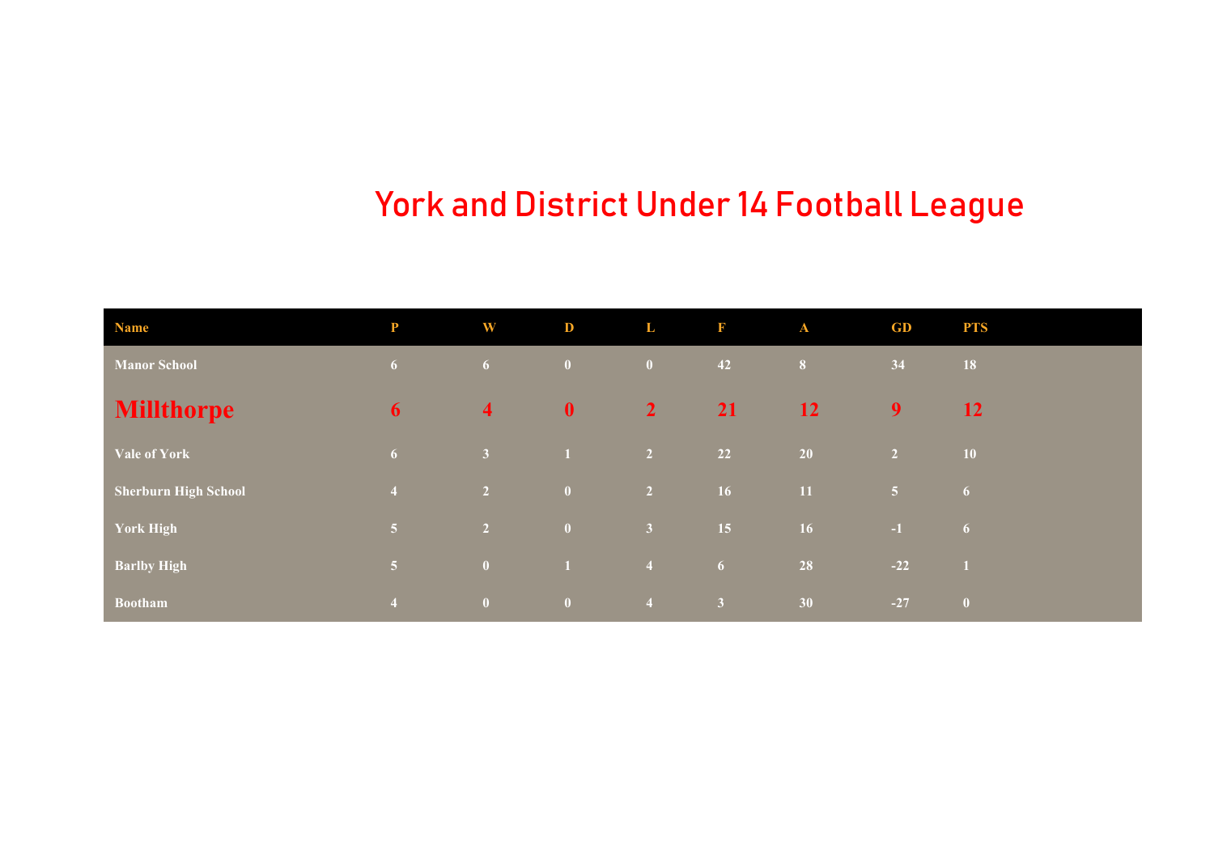# York and District Under 14 Football League

| Name | P | W | D | L | F | A | GD | PTS |
|---|---|---|---|---|---|---|---|---|
| Manor School | 6 | 6 | 0 | 0 | 42 | 8 | 34 | 18 |
| Millthorpe | 6 | 4 | 0 | 2 | 21 | 12 | 9 | 12 |
| Vale of York | 6 | 3 | 1 | 2 | 22 | 20 | 2 | 10 |
| Sherburn High School | 4 | 2 | 0 | 2 | 16 | 11 | 5 | 6 |
| York High | 5 | 2 | 0 | 3 | 15 | 16 | -1 | 6 |
| Barlby High | 5 | 0 | 1 | 4 | 6 | 28 | -22 | 1 |
| Bootham | 4 | 0 | 0 | 4 | 3 | 30 | -27 | 0 |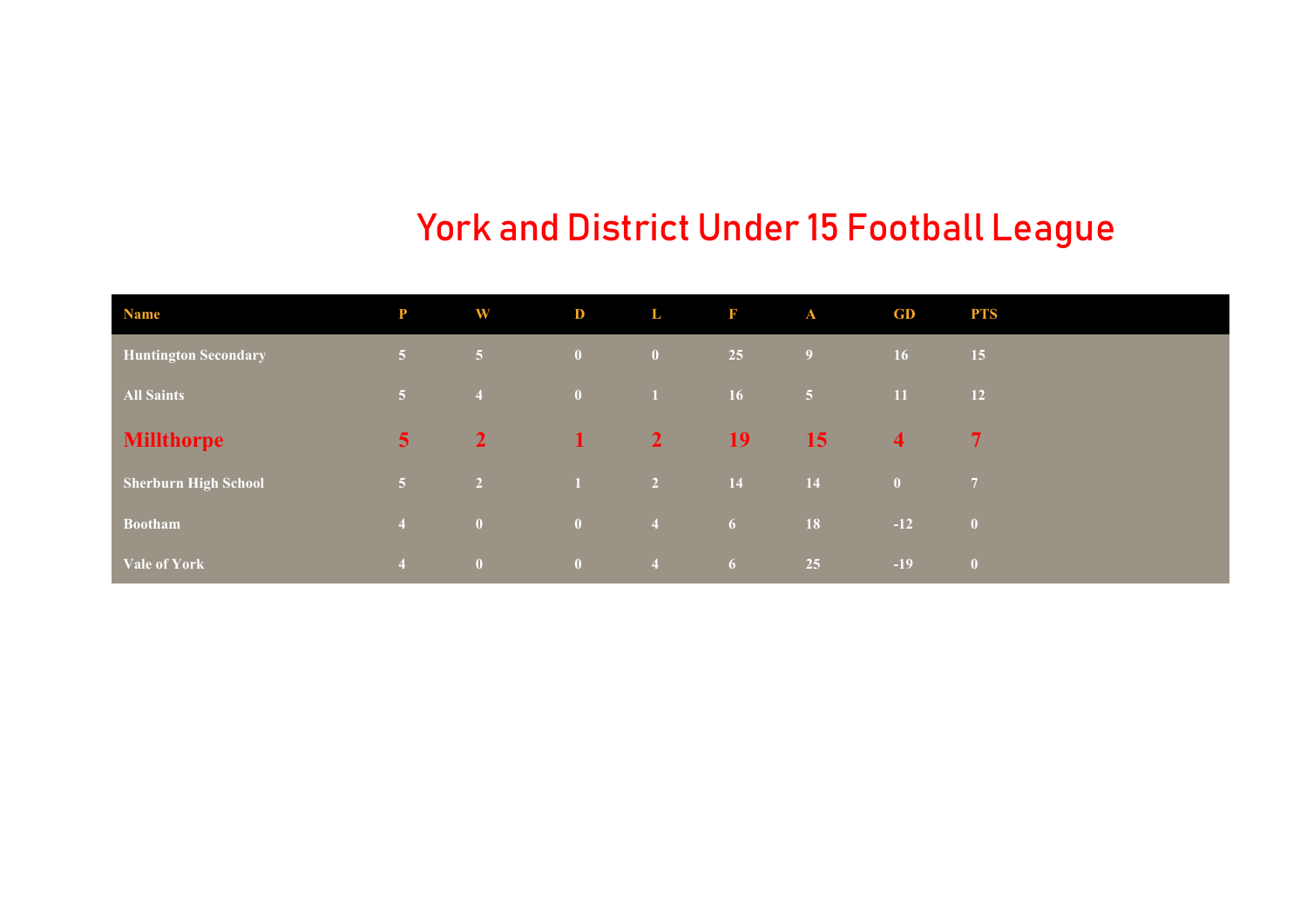# York and District Under 15 Football League

| Name | P | W | D | L | F | A | GD | PTS |
|---|---|---|---|---|---|---|---|---|
| Huntington Secondary | 5 | 5 | 0 | 0 | 25 | 9 | 16 | 15 |
| All Saints | 5 | 4 | 0 | 1 | 16 | 5 | 11 | 12 |
| **Millthorpe** | **5** | **2** | **1** | **2** | **19** | **15** | **4** | **7** |
| Sherburn High School | 5 | 2 | 1 | 2 | 14 | 14 | 0 | 7 |
| Bootham | 4 | 0 | 0 | 4 | 6 | 18 | -12 | 0 |
| Vale of York | 4 | 0 | 0 | 4 | 6 | 25 | -19 | 0 |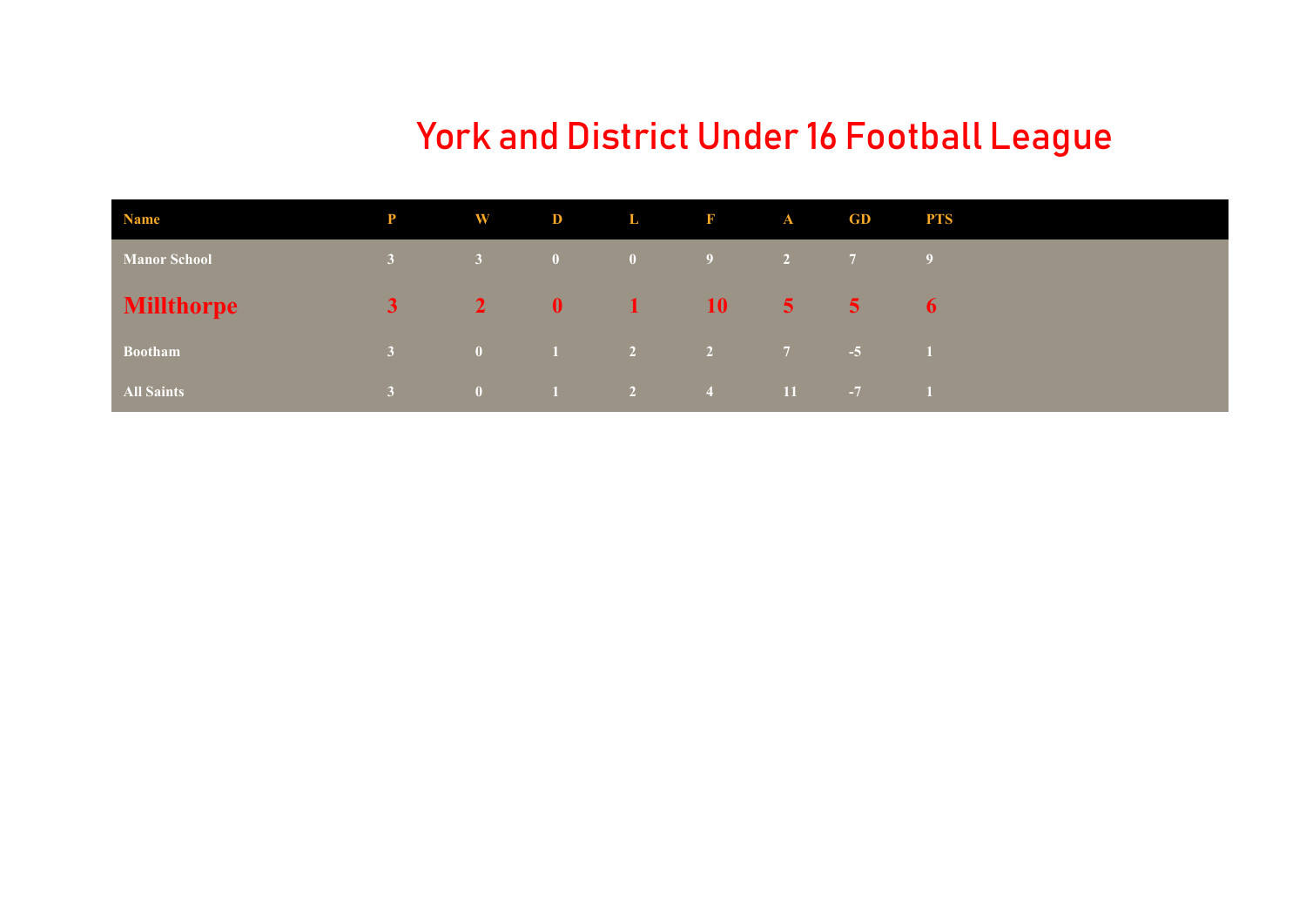# York and District Under 16 Football League

| Name | P | W | D | L | F | A | GD | PTS |
|---|---|---|---|---|---|---|---|---|
| Manor School | 3 | 3 | 0 | 0 | 9 | 2 | 7 | 9 |
| **Millthorpe** | **3** | **2** | **0** | **1** | **10** | **5** | **5** | **6** |
| Bootham | 3 | 0 | 1 | 2 | 2 | 7 | -5 | 1 |
| All Saints | 3 | 0 | 1 | 2 | 4 | 11 | -7 | 1 |